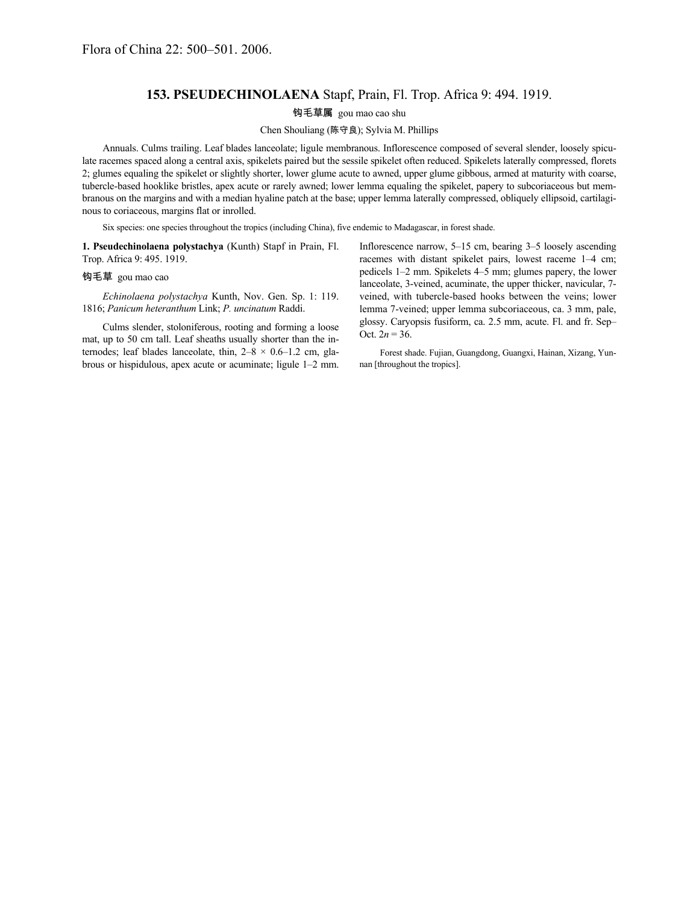Flora of China 22: 500–501. 2006.

# 153. PSEUDECHINOLAENA Stapf, Prain, Fl. Trop. Africa 9: 494. 1919.

钩毛草属 gou mao cao shu

Chen Shouliang (陈守良); Sylvia M. Phillips

Annuals. Culms trailing. Leaf blades lanceolate; ligule membranous. Inflorescence composed of several slender, loosely spiculate racemes spaced along a central axis, spikelets paired but the sessile spikelet often reduced. Spikelets laterally compressed, florets 2; glumes equaling the spikelet or slightly shorter, lower glume acute to awned, upper glume gibbous, armed at maturity with coarse, tubercle-based hooklike bristles, apex acute or rarely awned; lower lemma equaling the spikelet, papery to subcoriaceous but membranous on the margins and with a median hyaline patch at the base; upper lemma laterally compressed, obliquely ellipsoid, cartilaginous to coriaceous, margins flat or inrolled.

Six species: one species throughout the tropics (including China), five endemic to Madagascar, in forest shade.

**1. Pseudechinolaena polystachya** (Kunth) Stapf in Prain, Fl. Trop. Africa 9: 495. 1919.

**钩毛草** gou mao cao

*Echinolaena polystachya* Kunth, Nov. Gen. Sp. 1: 119. 1816; *Panicum heteranthum* Link; *P. uncinatum* Raddi.

Culms slender, stoloniferous, rooting and forming a loose mat, up to 50 cm tall. Leaf sheaths usually shorter than the internodes; leaf blades lanceolate, thin, 2–8 × 0.6–1.2 cm, glabrous or hispidulous, apex acute or acuminate; ligule 1–2 mm. Inflorescence narrow, 5–15 cm, bearing 3–5 loosely ascending racemes with distant spikelet pairs, lowest raceme 1–4 cm; pedicels 1–2 mm. Spikelets 4–5 mm; glumes papery, the lower lanceolate, 3-veined, acuminate, the upper thicker, navicular, 7-veined, with tubercle-based hooks between the veins; lower lemma 7-veined; upper lemma subcoriaceous, ca. 3 mm, pale, glossy. Caryopsis fusiform, ca. 2.5 mm, acute. Fl. and fr. Sep–Oct. $2n = 36$.

Forest shade. Fujian, Guangdong, Guangxi, Hainan, Xizang, Yunnan [throughout the tropics].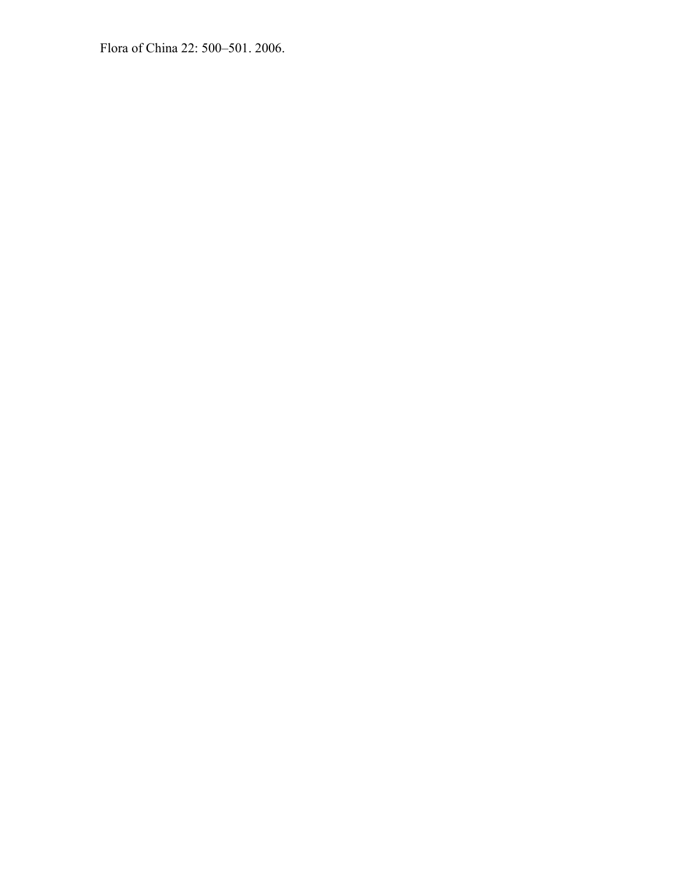Flora of China 22: 500–501. 2006.